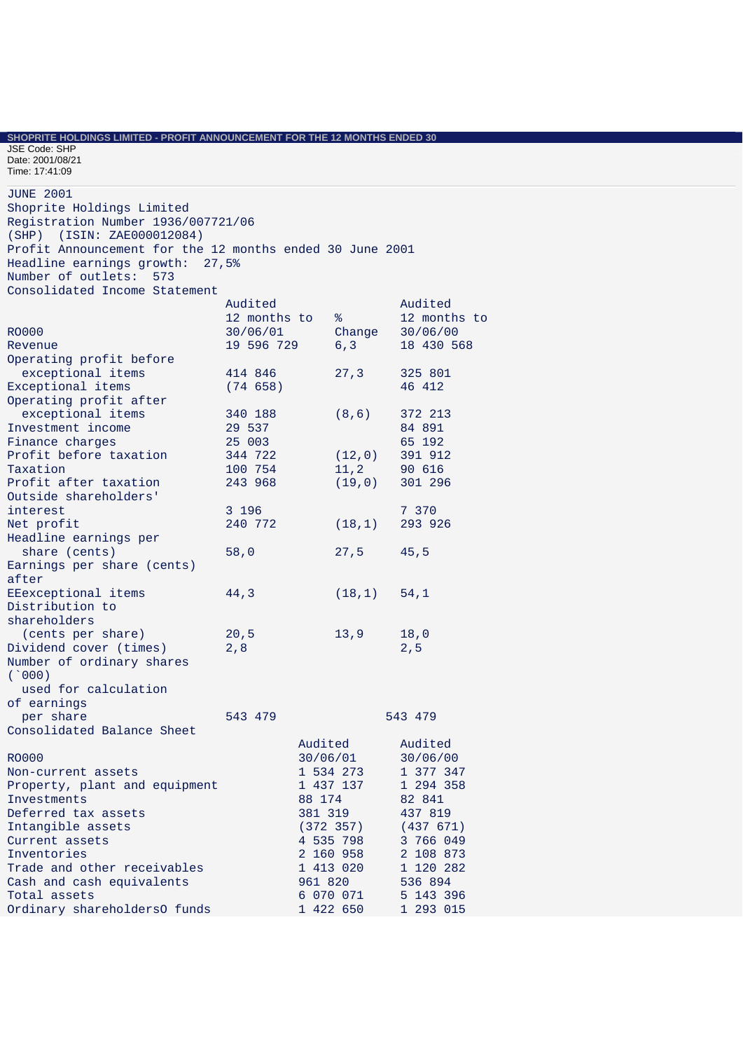**SHOPRITE HOLDINGS LIMITED - PROFIT ANNOUNCEMENT FOR THE 12 MONTHS ENDED 30**

JSE Code: SHP
Date: 2001/08/21
Time: 17:41:09

JUNE 2001

Shoprite Holdings Limited
Registration Number 1936/007721/06
(SHP) (ISIN: ZAE000012084)
Profit Announcement for the 12 months ended 30 June 2001
Headline earnings growth: 27,5%
Number of outlets: 573

Consolidated Income Statement

| R0000 | Audited 12 months to 30/06/01 | % Change | Audited 12 months to 30/06/00 |
|---|---|---|---|
| Revenue | 19 596 729 | 6,3 | 18 430 568 |
| Operating profit before exceptional items | 414 846 | 27,3 | 325 801 |
| Exceptional items | (74 658) | | 46 412 |
| Operating profit after exceptional items | 340 188 | (8,6) | 372 213 |
| Investment income | 29 537 | | 84 891 |
| Finance charges | 25 003 | | 65 192 |
| Profit before taxation | 344 722 | (12,0) | 391 912 |
| Taxation | 100 754 | 11,2 | 90 616 |
| Profit after taxation | 243 968 | (19,0) | 301 296 |
| Outside shareholders' interest | 3 196 | | 7 370 |
| Net profit | 240 772 | (18,1) | 293 926 |
| Headline earnings per share (cents) | 58,0 | 27,5 | 45,5 |
| Earnings per share (cents) after EExceptional items | 44,3 | (18,1) | 54,1 |
| Distribution to shareholders (cents per share) | 20,5 | 13,9 | 18,0 |
| Dividend cover (times) | 2,8 | | 2,5 |
| Number of ordinary shares (`000) used for calculation of earnings per share | 543 479 | | 543 479 |

Consolidated Balance Sheet

| R0000 | Audited 30/06/01 | Audited 30/06/00 |
|---|---|---|
| Non-current assets | 1 534 273 | 1 377 347 |
| Property, plant and equipment | 1 437 137 | 1 294 358 |
| Investments | 88 174 | 82 841 |
| Deferred tax assets | 381 319 | 437 819 |
| Intangible assets | (372 357) | (437 671) |
| Current assets | 4 535 798 | 3 766 049 |
| Inventories | 2 160 958 | 2 108 873 |
| Trade and other receivables | 1 413 020 | 1 120 282 |
| Cash and cash equivalents | 961 820 | 536 894 |
| Total assets | 6 070 071 | 5 143 396 |
| Ordinary shareholdersO funds | 1 422 650 | 1 293 015 |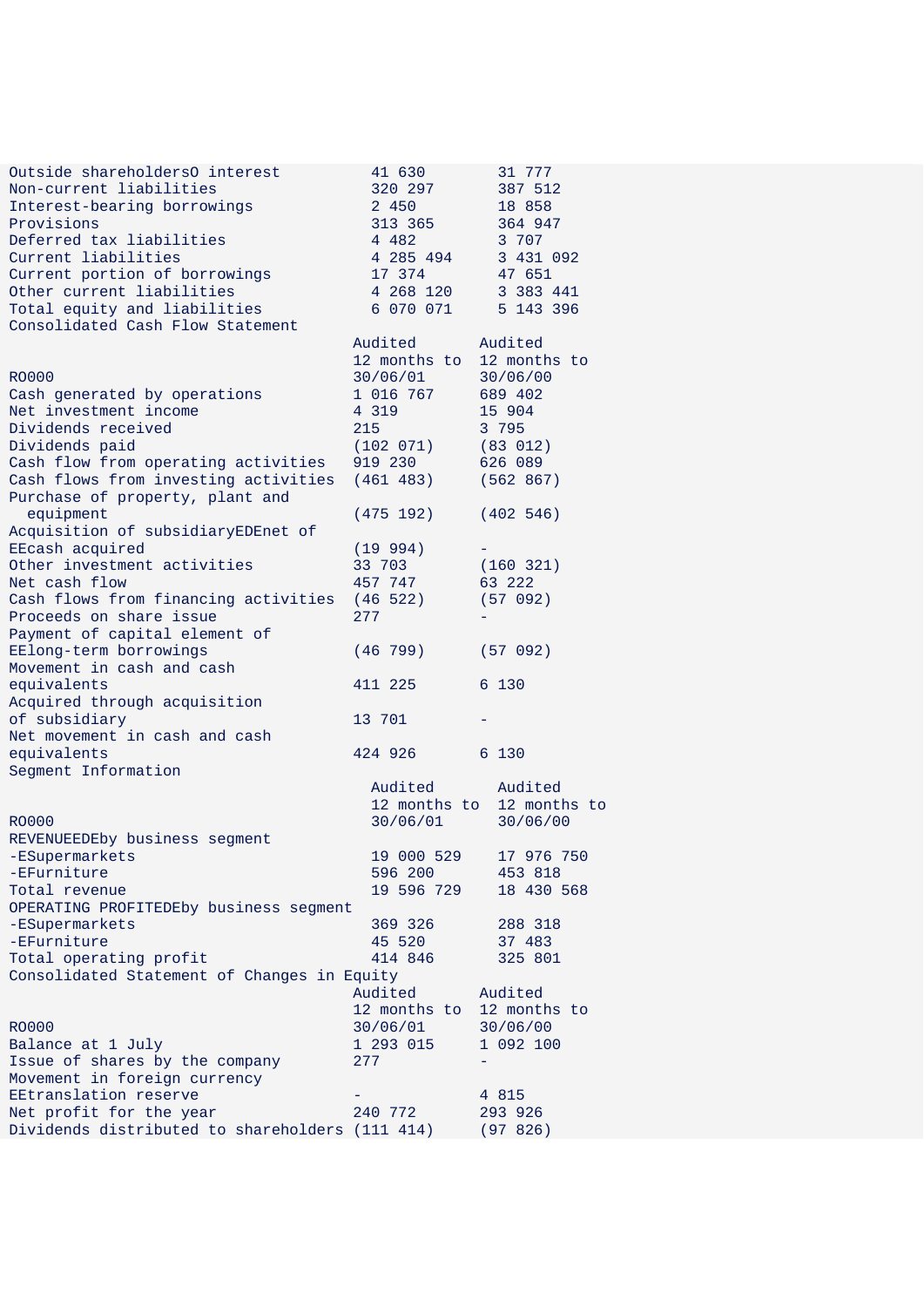| | | |
|---|---|---|
| Outside shareholdersO interest | 41 630 | 31 777 |
| Non-current liabilities | 320 297 | 387 512 |
| Interest-bearing borrowings | 2 450 | 18 858 |
| Provisions | 313 365 | 364 947 |
| Deferred tax liabilities | 4 482 | 3 707 |
| Current liabilities | 4 285 494 | 3 431 092 |
| Current portion of borrowings | 17 374 | 47 651 |
| Other current liabilities | 4 268 120 | 3 383 441 |
| Total equity and liabilities | 6 070 071 | 5 143 396 |

## Consolidated Cash Flow Statement

| R0000 | Audited 12 months to 30/06/01 | Audited 12 months to 30/06/00 |
|---|---|---|
| Cash generated by operations | 1 016 767 | 689 402 |
| Net investment income | 4 319 | 15 904 |
| Dividends received | 215 | 3 795 |
| Dividends paid | (102 071) | (83 012) |
| Cash flow from operating activities | 919 230 | 626 089 |
| Cash flows from investing activities | (461 483) | (562 867) |
| Purchase of property, plant and equipment | (475 192) | (402 546) |
| Acquisition of subsidiaryEDEnet of EEcash acquired | (19 994) | - |
| Other investment activities | 33 703 | (160 321) |
| Net cash flow | 457 747 | 63 222 |
| Cash flows from financing activities | (46 522) | (57 092) |
| Proceeds on share issue | 277 | - |
| Payment of capital element of EElong-term borrowings | (46 799) | (57 092) |
| Movement in cash and cash equivalents | 411 225 | 6 130 |
| Acquired through acquisition of subsidiary | 13 701 | - |
| Net movement in cash and cash equivalents | 424 926 | 6 130 |

## Segment Information

| R0000 | Audited 12 months to 30/06/01 | Audited 12 months to 30/06/00 |
|---|---|---|
| REVENUEEDEby business segment | | |
| -ESupermarkets | 19 000 529 | 17 976 750 |
| -EFurniture | 596 200 | 453 818 |
| Total revenue | 19 596 729 | 18 430 568 |
| OPERATING PROFITEDEby business segment | | |
| -ESupermarkets | 369 326 | 288 318 |
| -EFurniture | 45 520 | 37 483 |
| Total operating profit | 414 846 | 325 801 |

## Consolidated Statement of Changes in Equity

| R0000 | Audited 12 months to 30/06/01 | Audited 12 months to 30/06/00 |
|---|---|---|
| Balance at 1 July | 1 293 015 | 1 092 100 |
| Issue of shares by the company | 277 | - |
| Movement in foreign currency EEtranslation reserve | - | 4 815 |
| Net profit for the year | 240 772 | 293 926 |
| Dividends distributed to shareholders | (111 414) | (97 826) |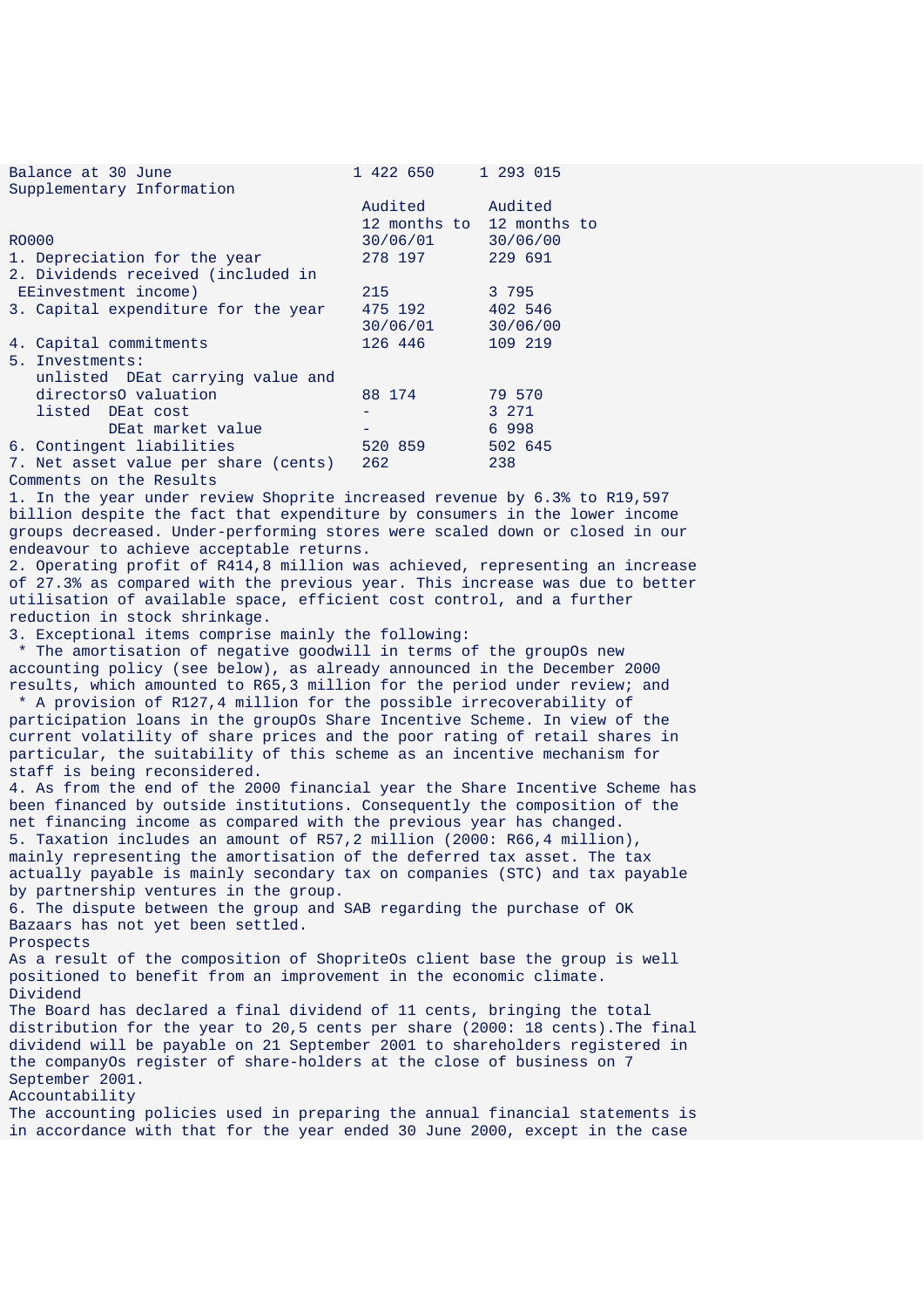| | | |
|---|---|---|
| Balance at 30 June | 1 422 650 | 1 293 015 |

Supplementary Information

| R0000 | Audited 12 months to 30/06/01 | Audited 12 months to 30/06/00 |
|---|---|---|
| 1. Depreciation for the year | 278 197 | 229 691 |
| 2. Dividends received (included in EEinvestment income) | 215 | 3 795 |
| 3. Capital expenditure for the year | 475 192 | 402 546 |
| | 30/06/01 | 30/06/00 |
| 4. Capital commitments | 126 446 | 109 219 |
| 5. Investments: | | |
| unlisted DEat carrying value and directorsO valuation | 88 174 | 79 570 |
| listed DEat cost | - | 3 271 |
| DEat market value | - | 6 998 |
| 6. Contingent liabilities | 520 859 | 502 645 |
| 7. Net asset value per share (cents) | 262 | 238 |

Comments on the Results

1. In the year under review Shoprite increased revenue by 6.3% to R19,597 billion despite the fact that expenditure by consumers in the lower income groups decreased. Under-performing stores were scaled down or closed in our endeavour to achieve acceptable returns.
2. Operating profit of R414,8 million was achieved, representing an increase of 27.3% as compared with the previous year. This increase was due to better utilisation of available space, efficient cost control, and a further reduction in stock shrinkage.
3. Exceptional items comprise mainly the following:
 * The amortisation of negative goodwill in terms of the groupOs new accounting policy (see below), as already announced in the December 2000 results, which amounted to R65,3 million for the period under review; and
 * A provision of R127,4 million for the possible irrecoverability of participation loans in the groupOs Share Incentive Scheme. In view of the current volatility of share prices and the poor rating of retail shares in particular, the suitability of this scheme as an incentive mechanism for staff is being reconsidered.
4. As from the end of the 2000 financial year the Share Incentive Scheme has been financed by outside institutions. Consequently the composition of the net financing income as compared with the previous year has changed.
5. Taxation includes an amount of R57,2 million (2000: R66,4 million), mainly representing the amortisation of the deferred tax asset. The tax actually payable is mainly secondary tax on companies (STC) and tax payable by partnership ventures in the group.
6. The dispute between the group and SAB regarding the purchase of OK Bazaars has not yet been settled.

Prospects

As a result of the composition of ShopriteOs client base the group is well positioned to benefit from an improvement in the economic climate.

Dividend

The Board has declared a final dividend of 11 cents, bringing the total distribution for the year to 20,5 cents per share (2000: 18 cents).The final dividend will be payable on 21 September 2001 to shareholders registered in the companyOs register of share-holders at the close of business on 7 September 2001.

Accountability

The accounting policies used in preparing the annual financial statements is in accordance with that for the year ended 30 June 2000, except in the case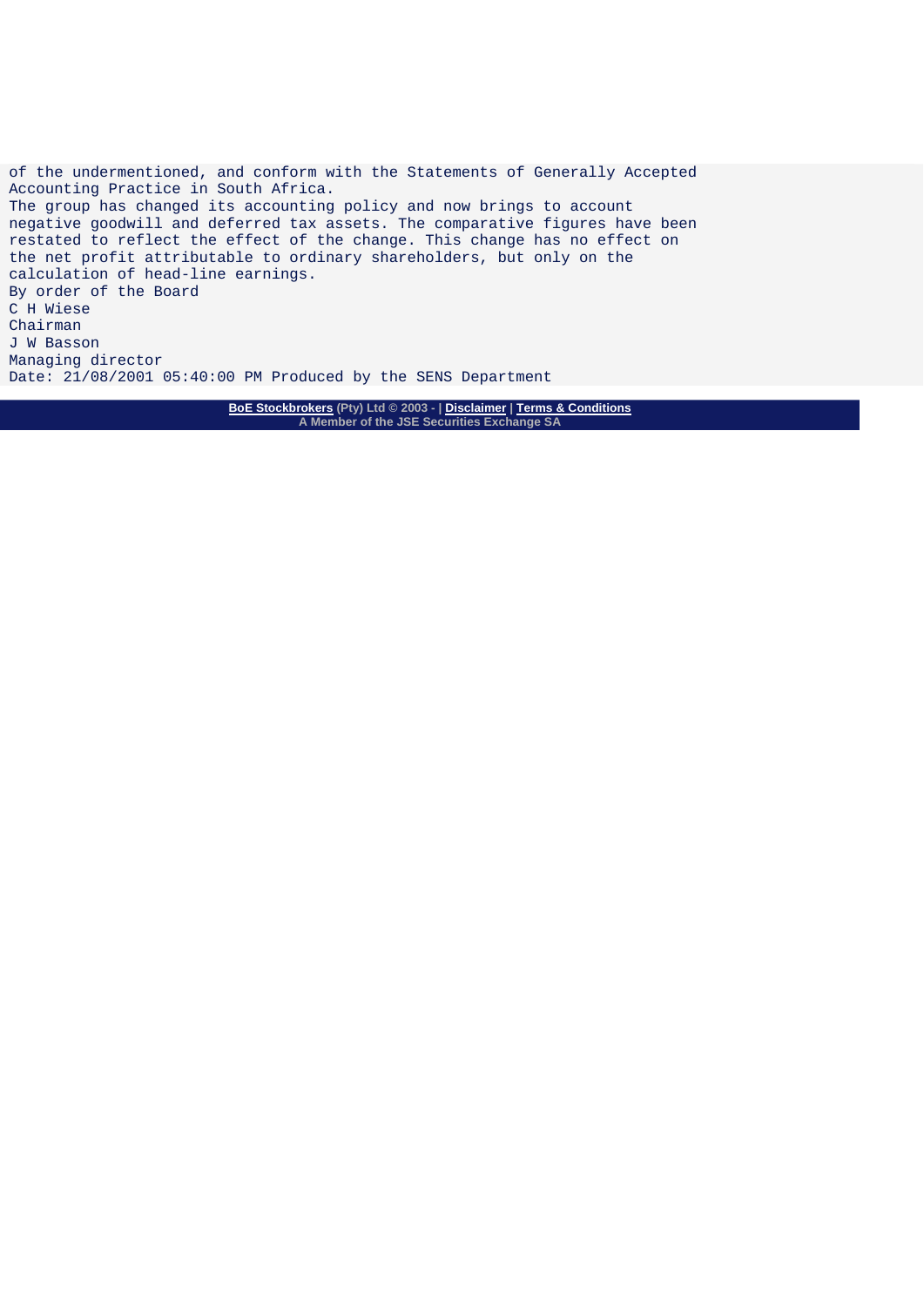of the undermentioned, and conform with the Statements of Generally Accepted Accounting Practice in South Africa.

The group has changed its accounting policy and now brings to account negative goodwill and deferred tax assets. The comparative figures have been restated to reflect the effect of the change. This change has no effect on the net profit attributable to ordinary shareholders, but only on the calculation of head-line earnings.

By order of the Board

C H Wiese
Chairman

J W Basson
Managing director

Date: 21/08/2001 05:40:00 PM Produced by the SENS Department